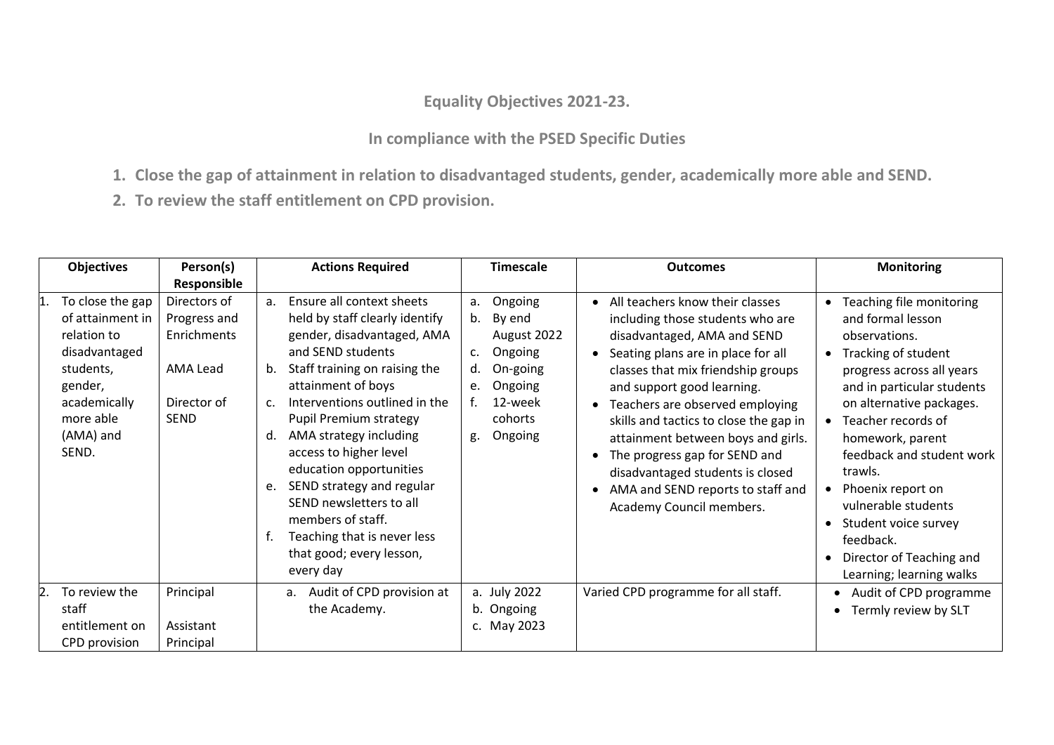## Equality Objectives 2021-23.

### In compliance with the PSED Specific Duties

1. **Close the gap of attainment in relation to disadvantaged students, gender, academically more able and SEND.**
2. **To review the staff entitlement on CPD provision.**

| Objectives | Person(s) Responsible | Actions Required | Timescale | Outcomes | Monitoring |
|---|---|---|---|---|---|
| 1. To close the gap of attainment in relation to disadvantaged students, gender, academically more able (AMA) and SEND. | Directors of Progress and Enrichments<br><br>AMA Lead<br><br>Director of SEND | a. Ensure all context sheets held by staff clearly identify gender, disadvantaged, AMA and SEND students<br>b. Staff training on raising the attainment of boys<br>c. Interventions outlined in the Pupil Premium strategy<br>d. AMA strategy including access to higher level education opportunities<br>e. SEND strategy and regular SEND newsletters to all members of staff.<br>f. Teaching that is never less that good; every lesson, every day | a. Ongoing<br>b. By end August 2022<br>c. Ongoing<br>d. On-going<br>e. Ongoing<br>f. 12-week cohorts<br>g. Ongoing | • All teachers know their classes including those students who are disadvantaged, AMA and SEND<br>• Seating plans are in place for all classes that mix friendship groups and support good learning.<br>• Teachers are observed employing skills and tactics to close the gap in attainment between boys and girls.<br>• The progress gap for SEND and disadvantaged students is closed<br>• AMA and SEND reports to staff and Academy Council members. | • Teaching file monitoring and formal lesson observations.<br>• Tracking of student progress across all years and in particular students on alternative packages.<br>• Teacher records of homework, parent feedback and student work trawls.<br>• Phoenix report on vulnerable students<br>• Student voice survey feedback.<br>• Director of Teaching and Learning; learning walks |
| 2. To review the staff entitlement on CPD provision | Principal<br><br>Assistant Principal | a. Audit of CPD provision at the Academy. | a. July 2022<br>b. Ongoing<br>c. May 2023 | Varied CPD programme for all staff. | • Audit of CPD programme<br>• Termly review by SLT |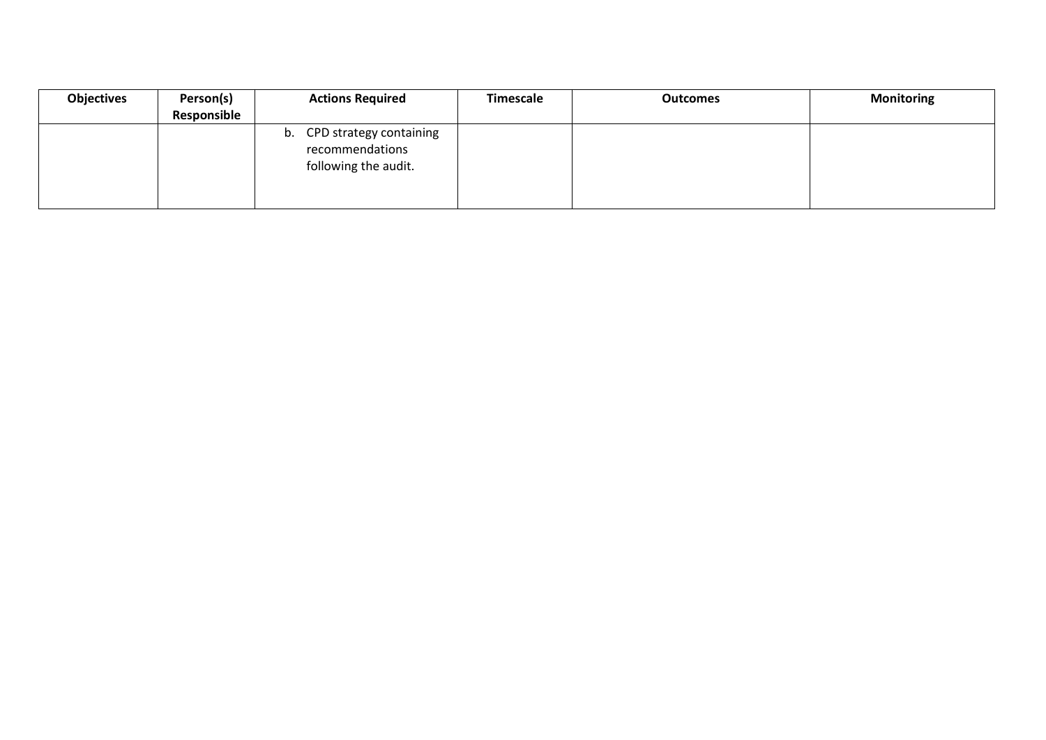| Objectives | Person(s) Responsible | Actions Required | Timescale | Outcomes | Monitoring |
|---|---|---|---|---|---|
| | | b. CPD strategy containing recommendations following the audit. | | | |